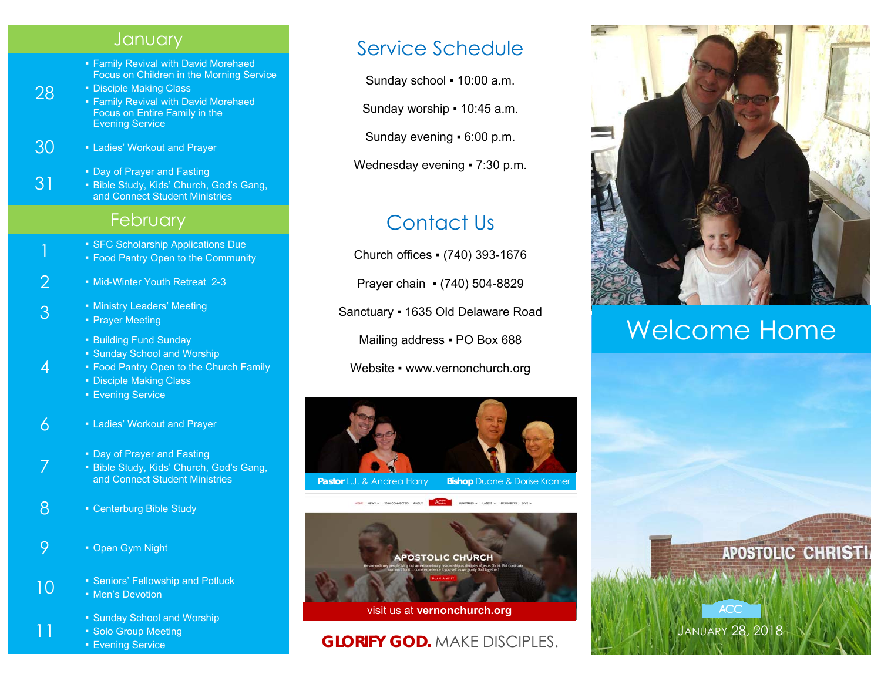## January

**28**
- Family Revival with David Morehaed Focus on Children in the Morning Service
- Disciple Making Class
- Family Revival with David Morehaed Focus on Entire Family in the Evening Service

**30**
- Ladies' Workout and Prayer

**31**
- Day of Prayer and Fasting
- Bible Study, Kids' Church, God's Gang, and Connect Student Ministries

## February

**1**
- SFC Scholarship Applications Due
- Food Pantry Open to the Community

**2**
- Mid-Winter Youth Retreat 2-3

**3**
- Ministry Leaders' Meeting
- Prayer Meeting

**4**
- Building Fund Sunday
- Sunday School and Worship
- Food Pantry Open to the Church Family
- Disciple Making Class
- Evening Service

**6**
- Ladies' Workout and Prayer

**7**
- Day of Prayer and Fasting
- Bible Study, Kids' Church, God's Gang, and Connect Student Ministries

**8**
- Centerburg Bible Study

**9**
- Open Gym Night

**10**
- Seniors' Fellowship and Potluck
- Men's Devotion

**11**
- Sunday School and Worship
- Solo Group Meeting
- Evening Service

## Service Schedule

Sunday school ▪ 10:00 a.m.

Sunday worship ▪ 10:45 a.m.

Sunday evening ▪ 6:00 p.m.

Wednesday evening ▪ 7:30 p.m.

## Contact Us

Church offices ▪ (740) 393-1676

Prayer chain ▪ (740) 504-8829

Sanctuary ▪ 1635 Old Delaware Road

Mailing address ▪ PO Box 688

Website ▪ www.vernonchurch.org

**Pastor** L.J. & Andrea Harry    **Bishop** Duane & Dorise Kramer

visit us at **vernonchurch.org**

**GLORIFY GOD.** MAKE DISCIPLES.

# Welcome Home

ACC

JANUARY 28, 2018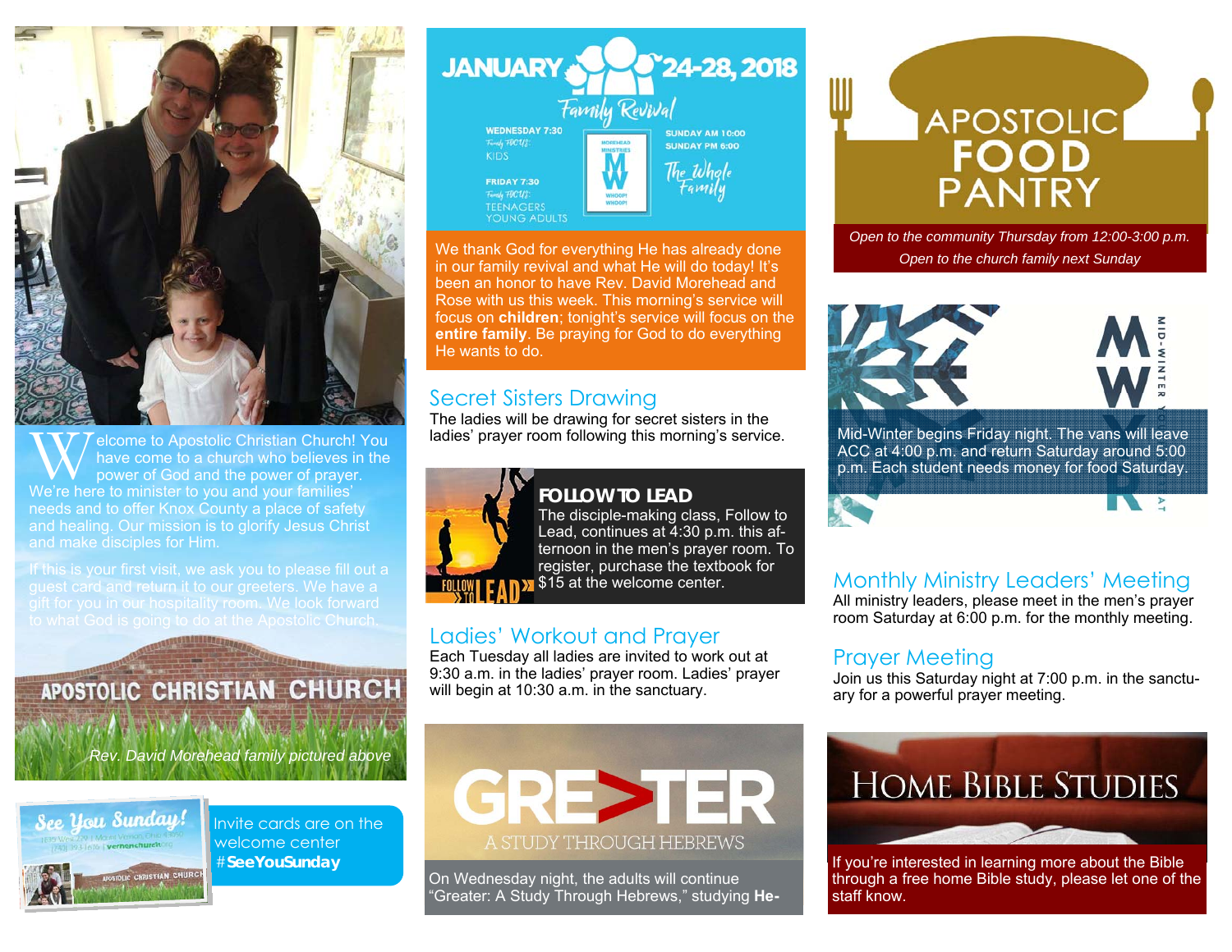Welcome to Apostolic Christian Church! You have come to a church who believes in the power of God and the power of prayer. We're here to minister to you and your families' needs and to offer Knox County a place of safety and healing. Our mission is to glorify Jesus Christ and make disciples for Him.

If this is your first visit, we ask you to please fill out a guest card and return it to our greeters. We have a gift for you in our hospitality room. We look forward to what God is going to do at the Apostolic Church.

APOSTOLIC CHRISTIAN CHURCH

*Rev. David Morehead family pictured above*

See You Sunday!

Invite cards are on the welcome center #**SeeYouSunday**

JANUARY 24-28, 2018

Family Revival

WEDNESDAY 7:30
Family FOCUS:
KIDS

FRIDAY 7:30
Family FOCUS:
TEENAGERS
YOUNG ADULTS

SUNDAY AM 10:00
SUNDAY PM 6:00
The Whole Family

We thank God for everything He has already done in our family revival and what He will do today! It's been an honor to have Rev. David Morehead and Rose with us this week. This morning's service will focus on **children**; tonight's service will focus on the **entire family**. Be praying for God to do everything He wants to do.

## Secret Sisters Drawing

The ladies will be drawing for secret sisters in the ladies' prayer room following this morning's service.

## FOLLOW TO LEAD

The disciple-making class, Follow to Lead, continues at 4:30 p.m. this afternoon in the men's prayer room. To register, purchase the textbook for $15 at the welcome center.

## Ladies' Workout and Prayer

Each Tuesday all ladies are invited to work out at 9:30 a.m. in the ladies' prayer room. Ladies' prayer will begin at 10:30 a.m. in the sanctuary.

## GREATER

A STUDY THROUGH HEBREWS

On Wednesday night, the adults will continue "Greater: A Study Through Hebrews," studying **He-**

## APOSTOLIC FOOD PANTRY

*Open to the community Thursday from 12:00-3:00 p.m.*
*Open to the church family next Sunday*

Mid-Winter begins Friday night. The vans will leave ACC at 4:00 p.m. and return Saturday around 5:00 p.m. Each student needs money for food Saturday.

## Monthly Ministry Leaders' Meeting

All ministry leaders, please meet in the men's prayer room Saturday at 6:00 p.m. for the monthly meeting.

## Prayer Meeting

Join us this Saturday night at 7:00 p.m. in the sanctuary for a powerful prayer meeting.

## HOME BIBLE STUDIES

If you're interested in learning more about the Bible through a free home Bible study, please let one of the staff know.